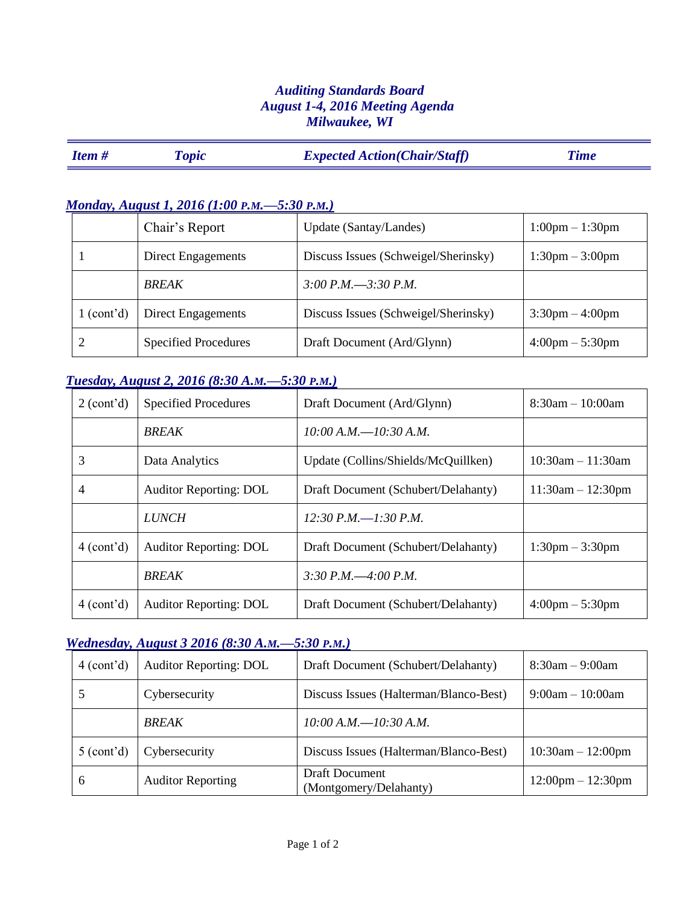# *Auditing Standards Board*
## *August 1-4, 2016 Meeting Agenda*
## *Milwaukee, WI*

### ***Monday, August 1, 2016 (1:00 P.M.—5:30 P.M.)***

| *Item #* | *Topic* | *Expected Action(Chair/Staff)* | *Time* |
|---|---|---|---|
| | Chair's Report | Update (Santay/Landes) | 1:00pm – 1:30pm |
| 1 | Direct Engagements | Discuss Issues (Schweigel/Sherinsky) | 1:30pm – 3:00pm |
| | *BREAK* | *3:00 P.M.—3:30 P.M.* | |
| 1 (cont'd) | Direct Engagements | Discuss Issues (Schweigel/Sherinsky) | 3:30pm – 4:00pm |
| 2 | Specified Procedures | Draft Document (Ard/Glynn) | 4:00pm – 5:30pm |

### ***Tuesday, August 2, 2016 (8:30 A.M.—5:30 P.M.)***

| *Item #* | *Topic* | *Expected Action(Chair/Staff)* | *Time* |
|---|---|---|---|
| 2 (cont'd) | Specified Procedures | Draft Document (Ard/Glynn) | 8:30am – 10:00am |
| | *BREAK* | *10:00 A.M.—10:30 A.M.* | |
| 3 | Data Analytics | Update (Collins/Shields/McQuillken) | 10:30am – 11:30am |
| 4 | Auditor Reporting: DOL | Draft Document (Schubert/Delahanty) | 11:30am – 12:30pm |
| | *LUNCH* | *12:30 P.M.—1:30 P.M.* | |
| 4 (cont'd) | Auditor Reporting: DOL | Draft Document (Schubert/Delahanty) | 1:30pm – 3:30pm |
| | *BREAK* | *3:30 P.M.—4:00 P.M.* | |
| 4 (cont'd) | Auditor Reporting: DOL | Draft Document (Schubert/Delahanty) | 4:00pm – 5:30pm |

### ***Wednesday, August 3 2016 (8:30 A.M.—5:30 P.M.)***

| *Item #* | *Topic* | *Expected Action(Chair/Staff)* | *Time* |
|---|---|---|---|
| 4 (cont'd) | Auditor Reporting: DOL | Draft Document (Schubert/Delahanty) | 8:30am – 9:00am |
| 5 | Cybersecurity | Discuss Issues (Halterman/Blanco-Best) | 9:00am – 10:00am |
| | *BREAK* | *10:00 A.M.—10:30 A.M.* | |
| 5 (cont'd) | Cybersecurity | Discuss Issues (Halterman/Blanco-Best) | 10:30am – 12:00pm |
| 6 | Auditor Reporting | Draft Document (Montgomery/Delahanty) | 12:00pm – 12:30pm |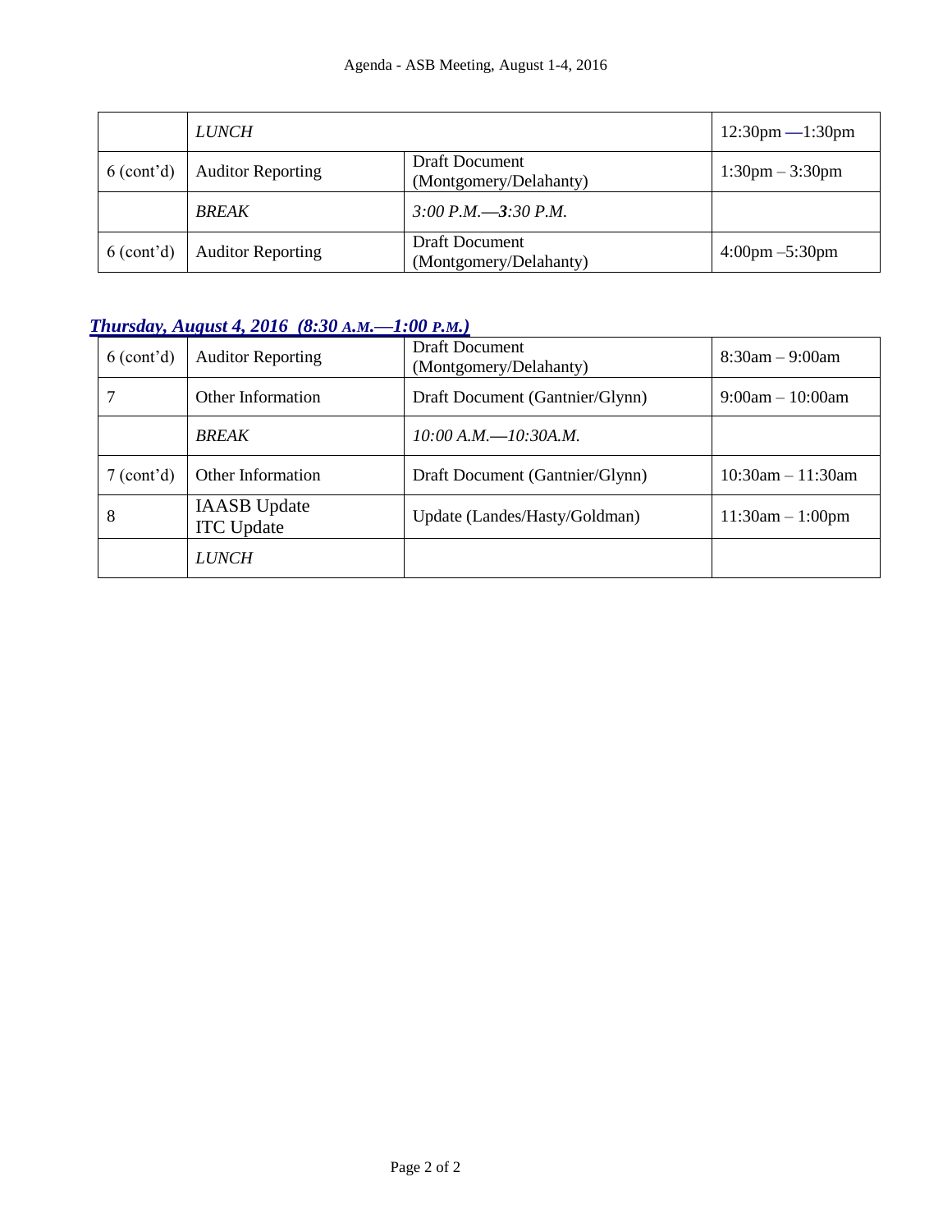| | | | |
|---|---|---|---|
| | *LUNCH* | | 12:30pm —1:30pm |
| 6 (cont'd) | Auditor Reporting | Draft Document (Montgomery/Delahanty) | 1:30pm – 3:30pm |
| | *BREAK* | *3:00 P.M.—**3**:30 P.M.* | |
| 6 (cont'd) | Auditor Reporting | Draft Document (Montgomery/Delahanty) | 4:00pm –5:30pm |

***Thursday, August 4, 2016 (8:30 A.M.—1:00 P.M.)***

| | | | |
|---|---|---|---|
| 6 (cont'd) | Auditor Reporting | Draft Document (Montgomery/Delahanty) | 8:30am – 9:00am |
| 7 | Other Information | Draft Document (Gantnier/Glynn) | 9:00am – 10:00am |
| | *BREAK* | *10:00 A.M.—10:30A.M.* | |
| 7 (cont'd) | Other Information | Draft Document (Gantnier/Glynn) | 10:30am – 11:30am |
| 8 | IAASB Update<br>ITC Update | Update (Landes/Hasty/Goldman) | 11:30am – 1:00pm |
| | *LUNCH* | | |